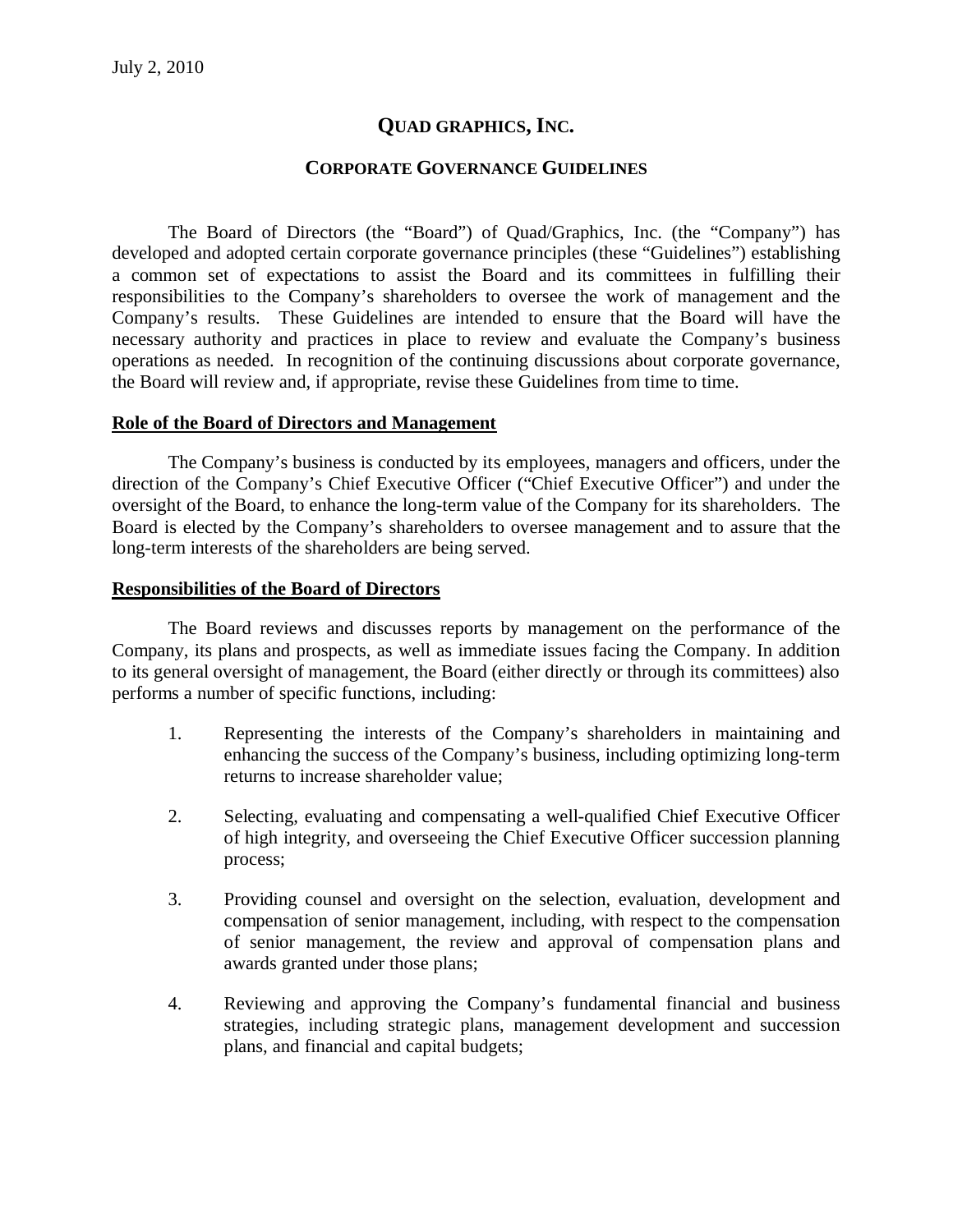July 2, 2010

# QUAD GRAPHICS, INC.

## CORPORATE GOVERNANCE GUIDELINES

The Board of Directors (the "Board") of Quad/Graphics, Inc. (the "Company") has developed and adopted certain corporate governance principles (these "Guidelines") establishing a common set of expectations to assist the Board and its committees in fulfilling their responsibilities to the Company's shareholders to oversee the work of management and the Company's results. These Guidelines are intended to ensure that the Board will have the necessary authority and practices in place to review and evaluate the Company's business operations as needed. In recognition of the continuing discussions about corporate governance, the Board will review and, if appropriate, revise these Guidelines from time to time.

### Role of the Board of Directors and Management

The Company's business is conducted by its employees, managers and officers, under the direction of the Company's Chief Executive Officer ("Chief Executive Officer") and under the oversight of the Board, to enhance the long-term value of the Company for its shareholders. The Board is elected by the Company's shareholders to oversee management and to assure that the long-term interests of the shareholders are being served.

### Responsibilities of the Board of Directors

The Board reviews and discusses reports by management on the performance of the Company, its plans and prospects, as well as immediate issues facing the Company. In addition to its general oversight of management, the Board (either directly or through its committees) also performs a number of specific functions, including:

1. Representing the interests of the Company's shareholders in maintaining and enhancing the success of the Company's business, including optimizing long-term returns to increase shareholder value;

2. Selecting, evaluating and compensating a well-qualified Chief Executive Officer of high integrity, and overseeing the Chief Executive Officer succession planning process;

3. Providing counsel and oversight on the selection, evaluation, development and compensation of senior management, including, with respect to the compensation of senior management, the review and approval of compensation plans and awards granted under those plans;

4. Reviewing and approving the Company's fundamental financial and business strategies, including strategic plans, management development and succession plans, and financial and capital budgets;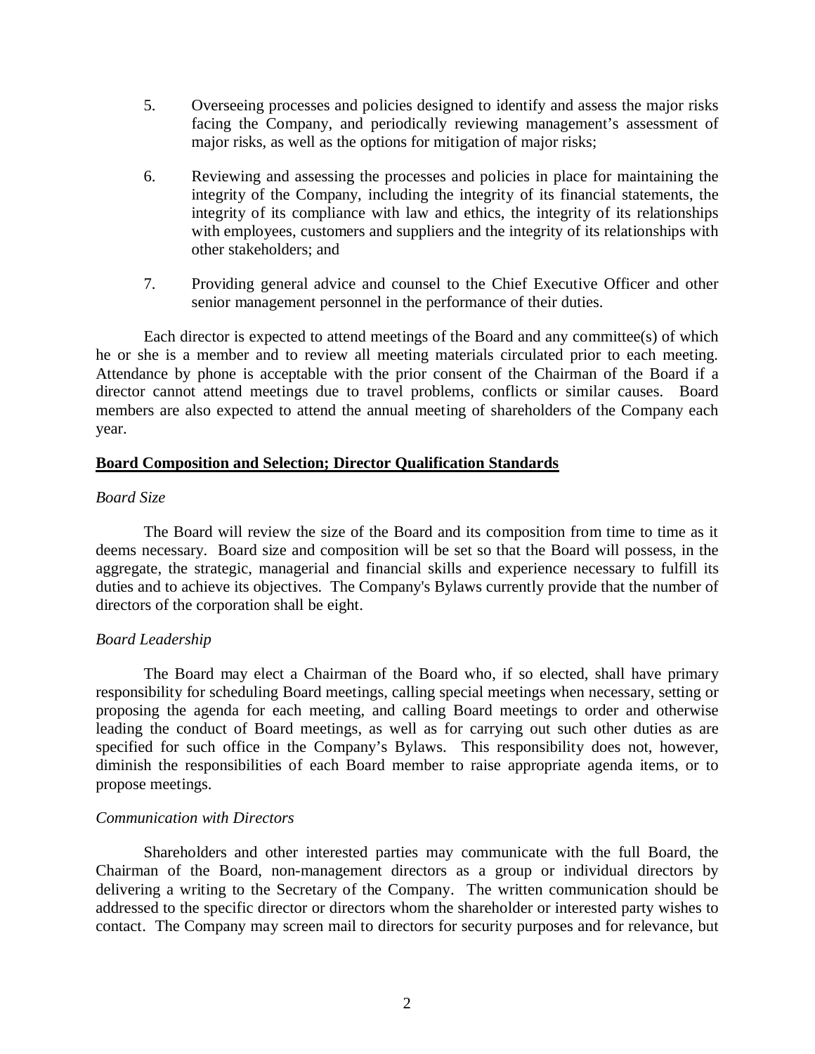5. Overseeing processes and policies designed to identify and assess the major risks facing the Company, and periodically reviewing management's assessment of major risks, as well as the options for mitigation of major risks;

6. Reviewing and assessing the processes and policies in place for maintaining the integrity of the Company, including the integrity of its financial statements, the integrity of its compliance with law and ethics, the integrity of its relationships with employees, customers and suppliers and the integrity of its relationships with other stakeholders; and

7. Providing general advice and counsel to the Chief Executive Officer and other senior management personnel in the performance of their duties.

Each director is expected to attend meetings of the Board and any committee(s) of which he or she is a member and to review all meeting materials circulated prior to each meeting. Attendance by phone is acceptable with the prior consent of the Chairman of the Board if a director cannot attend meetings due to travel problems, conflicts or similar causes. Board members are also expected to attend the annual meeting of shareholders of the Company each year.

## **Board Composition and Selection; Director Qualification Standards**

*Board Size*

The Board will review the size of the Board and its composition from time to time as it deems necessary. Board size and composition will be set so that the Board will possess, in the aggregate, the strategic, managerial and financial skills and experience necessary to fulfill its duties and to achieve its objectives. The Company's Bylaws currently provide that the number of directors of the corporation shall be eight.

*Board Leadership*

The Board may elect a Chairman of the Board who, if so elected, shall have primary responsibility for scheduling Board meetings, calling special meetings when necessary, setting or proposing the agenda for each meeting, and calling Board meetings to order and otherwise leading the conduct of Board meetings, as well as for carrying out such other duties as are specified for such office in the Company's Bylaws. This responsibility does not, however, diminish the responsibilities of each Board member to raise appropriate agenda items, or to propose meetings.

*Communication with Directors*

Shareholders and other interested parties may communicate with the full Board, the Chairman of the Board, non-management directors as a group or individual directors by delivering a writing to the Secretary of the Company. The written communication should be addressed to the specific director or directors whom the shareholder or interested party wishes to contact. The Company may screen mail to directors for security purposes and for relevance, but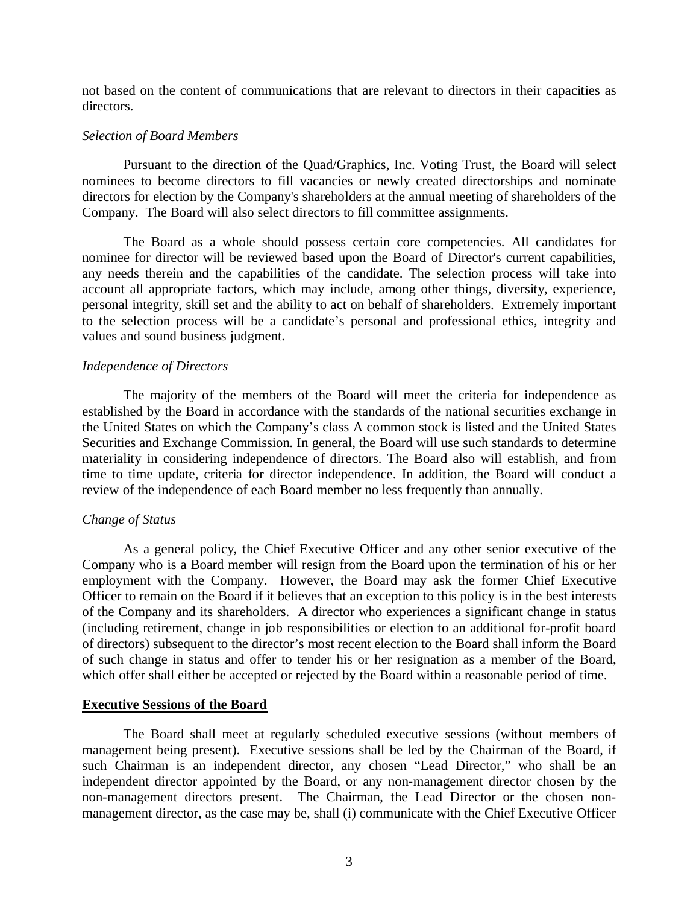not based on the content of communications that are relevant to directors in their capacities as directors.

*Selection of Board Members*

Pursuant to the direction of the Quad/Graphics, Inc. Voting Trust, the Board will select nominees to become directors to fill vacancies or newly created directorships and nominate directors for election by the Company's shareholders at the annual meeting of shareholders of the Company. The Board will also select directors to fill committee assignments.

The Board as a whole should possess certain core competencies. All candidates for nominee for director will be reviewed based upon the Board of Director's current capabilities, any needs therein and the capabilities of the candidate. The selection process will take into account all appropriate factors, which may include, among other things, diversity, experience, personal integrity, skill set and the ability to act on behalf of shareholders. Extremely important to the selection process will be a candidate's personal and professional ethics, integrity and values and sound business judgment.

*Independence of Directors*

The majority of the members of the Board will meet the criteria for independence as established by the Board in accordance with the standards of the national securities exchange in the United States on which the Company's class A common stock is listed and the United States Securities and Exchange Commission. In general, the Board will use such standards to determine materiality in considering independence of directors. The Board also will establish, and from time to time update, criteria for director independence. In addition, the Board will conduct a review of the independence of each Board member no less frequently than annually.

*Change of Status*

As a general policy, the Chief Executive Officer and any other senior executive of the Company who is a Board member will resign from the Board upon the termination of his or her employment with the Company. However, the Board may ask the former Chief Executive Officer to remain on the Board if it believes that an exception to this policy is in the best interests of the Company and its shareholders. A director who experiences a significant change in status (including retirement, change in job responsibilities or election to an additional for-profit board of directors) subsequent to the director's most recent election to the Board shall inform the Board of such change in status and offer to tender his or her resignation as a member of the Board, which offer shall either be accepted or rejected by the Board within a reasonable period of time.

**Executive Sessions of the Board**

The Board shall meet at regularly scheduled executive sessions (without members of management being present). Executive sessions shall be led by the Chairman of the Board, if such Chairman is an independent director, any chosen "Lead Director," who shall be an independent director appointed by the Board, or any non-management director chosen by the non-management directors present. The Chairman, the Lead Director or the chosen non-management director, as the case may be, shall (i) communicate with the Chief Executive Officer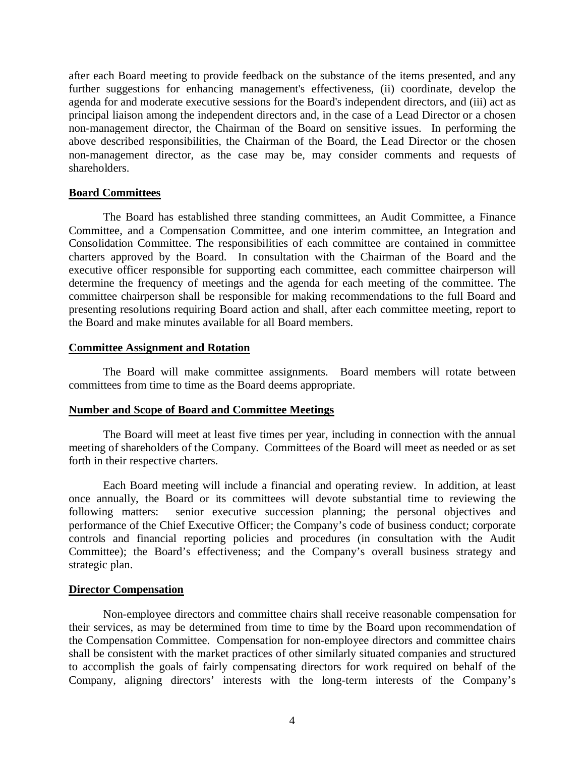after each Board meeting to provide feedback on the substance of the items presented, and any further suggestions for enhancing management's effectiveness, (ii) coordinate, develop the agenda for and moderate executive sessions for the Board's independent directors, and (iii) act as principal liaison among the independent directors and, in the case of a Lead Director or a chosen non-management director, the Chairman of the Board on sensitive issues. In performing the above described responsibilities, the Chairman of the Board, the Lead Director or the chosen non-management director, as the case may be, may consider comments and requests of shareholders.

**Board Committees**

The Board has established three standing committees, an Audit Committee, a Finance Committee, and a Compensation Committee, and one interim committee, an Integration and Consolidation Committee. The responsibilities of each committee are contained in committee charters approved by the Board. In consultation with the Chairman of the Board and the executive officer responsible for supporting each committee, each committee chairperson will determine the frequency of meetings and the agenda for each meeting of the committee. The committee chairperson shall be responsible for making recommendations to the full Board and presenting resolutions requiring Board action and shall, after each committee meeting, report to the Board and make minutes available for all Board members.

**Committee Assignment and Rotation**

The Board will make committee assignments. Board members will rotate between committees from time to time as the Board deems appropriate.

**Number and Scope of Board and Committee Meetings**

The Board will meet at least five times per year, including in connection with the annual meeting of shareholders of the Company. Committees of the Board will meet as needed or as set forth in their respective charters.

Each Board meeting will include a financial and operating review. In addition, at least once annually, the Board or its committees will devote substantial time to reviewing the following matters: senior executive succession planning; the personal objectives and performance of the Chief Executive Officer; the Company's code of business conduct; corporate controls and financial reporting policies and procedures (in consultation with the Audit Committee); the Board's effectiveness; and the Company's overall business strategy and strategic plan.

**Director Compensation**

Non-employee directors and committee chairs shall receive reasonable compensation for their services, as may be determined from time to time by the Board upon recommendation of the Compensation Committee. Compensation for non-employee directors and committee chairs shall be consistent with the market practices of other similarly situated companies and structured to accomplish the goals of fairly compensating directors for work required on behalf of the Company, aligning directors' interests with the long-term interests of the Company's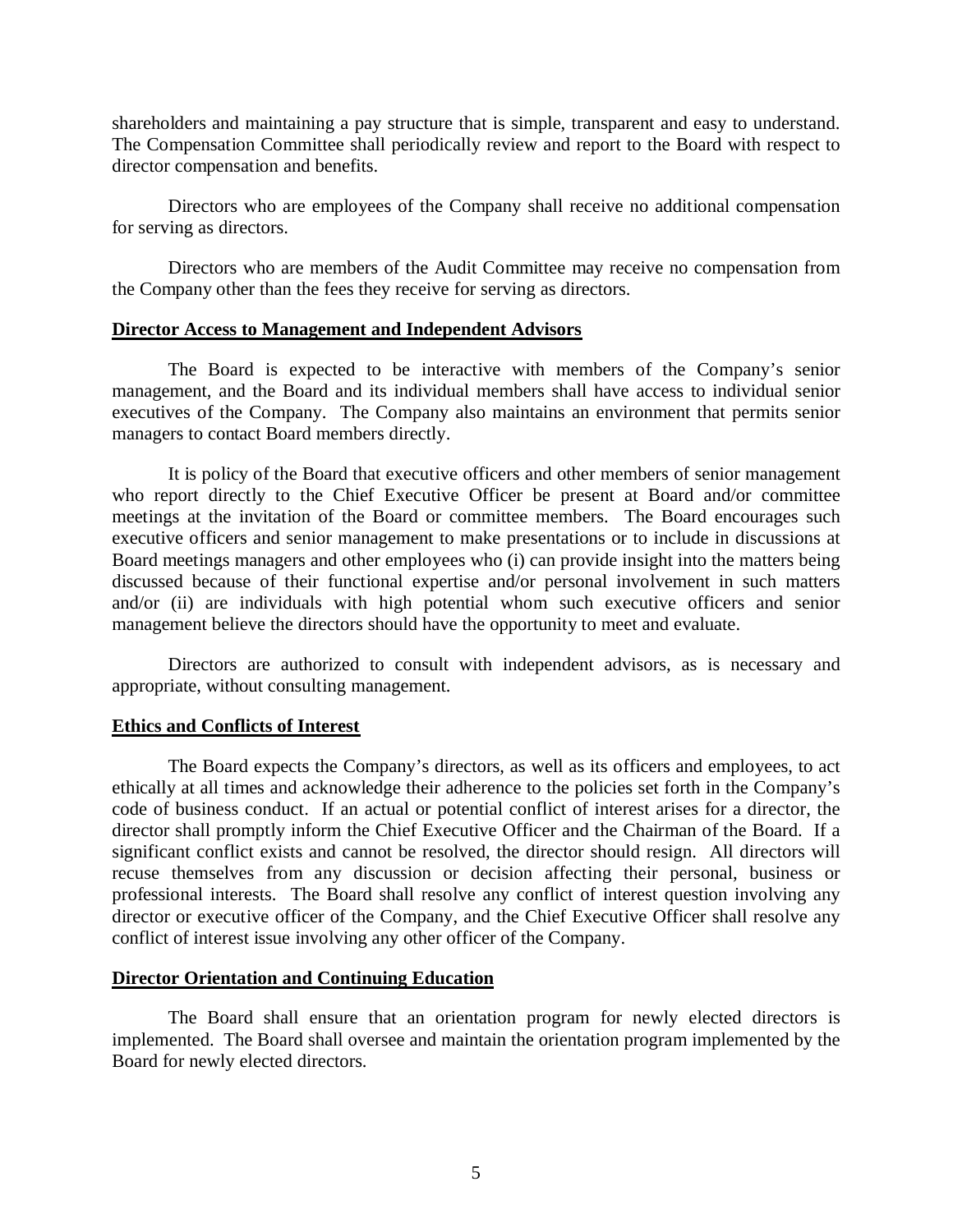shareholders and maintaining a pay structure that is simple, transparent and easy to understand. The Compensation Committee shall periodically review and report to the Board with respect to director compensation and benefits.

Directors who are employees of the Company shall receive no additional compensation for serving as directors.

Directors who are members of the Audit Committee may receive no compensation from the Company other than the fees they receive for serving as directors.

**Director Access to Management and Independent Advisors**

The Board is expected to be interactive with members of the Company's senior management, and the Board and its individual members shall have access to individual senior executives of the Company. The Company also maintains an environment that permits senior managers to contact Board members directly.

It is policy of the Board that executive officers and other members of senior management who report directly to the Chief Executive Officer be present at Board and/or committee meetings at the invitation of the Board or committee members. The Board encourages such executive officers and senior management to make presentations or to include in discussions at Board meetings managers and other employees who (i) can provide insight into the matters being discussed because of their functional expertise and/or personal involvement in such matters and/or (ii) are individuals with high potential whom such executive officers and senior management believe the directors should have the opportunity to meet and evaluate.

Directors are authorized to consult with independent advisors, as is necessary and appropriate, without consulting management.

**Ethics and Conflicts of Interest**

The Board expects the Company's directors, as well as its officers and employees, to act ethically at all times and acknowledge their adherence to the policies set forth in the Company's code of business conduct. If an actual or potential conflict of interest arises for a director, the director shall promptly inform the Chief Executive Officer and the Chairman of the Board. If a significant conflict exists and cannot be resolved, the director should resign. All directors will recuse themselves from any discussion or decision affecting their personal, business or professional interests. The Board shall resolve any conflict of interest question involving any director or executive officer of the Company, and the Chief Executive Officer shall resolve any conflict of interest issue involving any other officer of the Company.

**Director Orientation and Continuing Education**

The Board shall ensure that an orientation program for newly elected directors is implemented. The Board shall oversee and maintain the orientation program implemented by the Board for newly elected directors.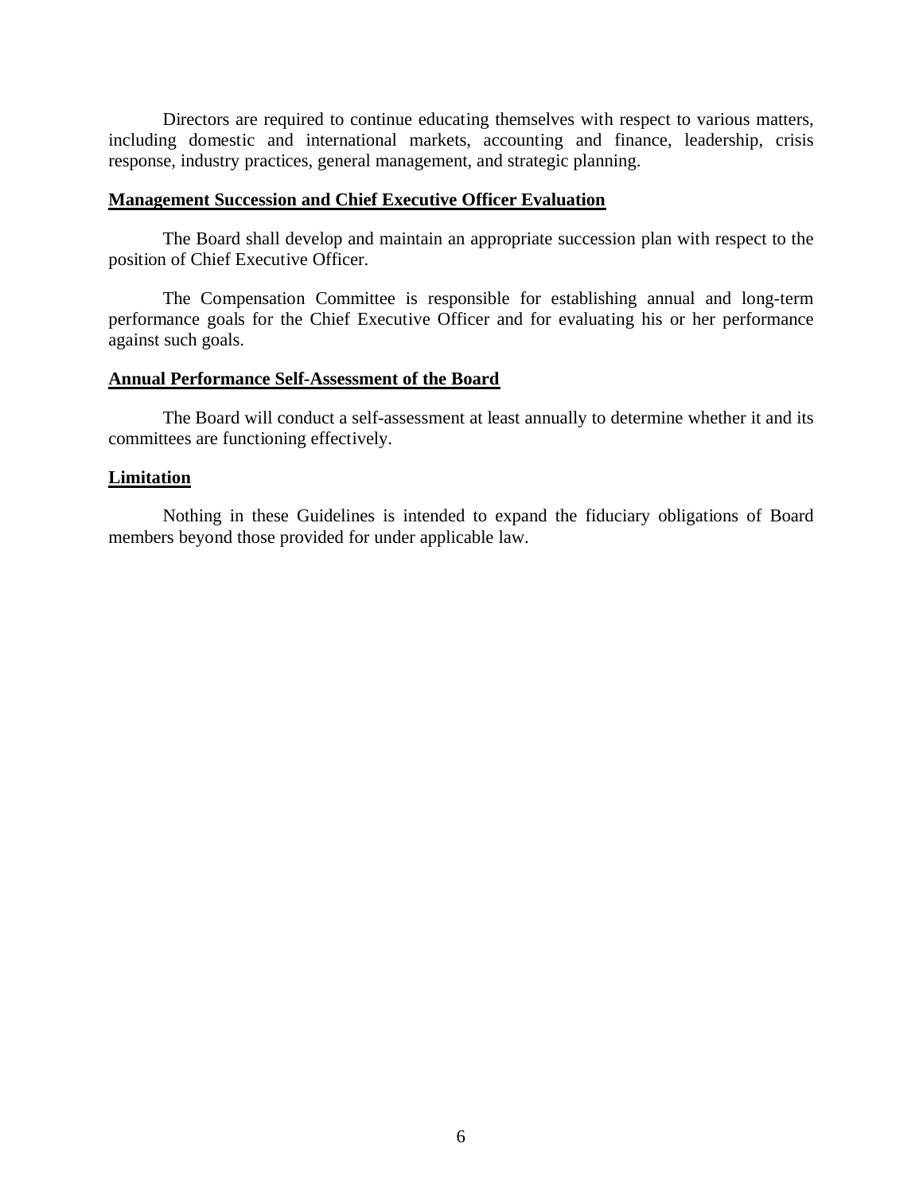Directors are required to continue educating themselves with respect to various matters, including domestic and international markets, accounting and finance, leadership, crisis response, industry practices, general management, and strategic planning.

## Management Succession and Chief Executive Officer Evaluation

The Board shall develop and maintain an appropriate succession plan with respect to the position of Chief Executive Officer.

The Compensation Committee is responsible for establishing annual and long-term performance goals for the Chief Executive Officer and for evaluating his or her performance against such goals.

## Annual Performance Self-Assessment of the Board

The Board will conduct a self-assessment at least annually to determine whether it and its committees are functioning effectively.

## Limitation

Nothing in these Guidelines is intended to expand the fiduciary obligations of Board members beyond those provided for under applicable law.